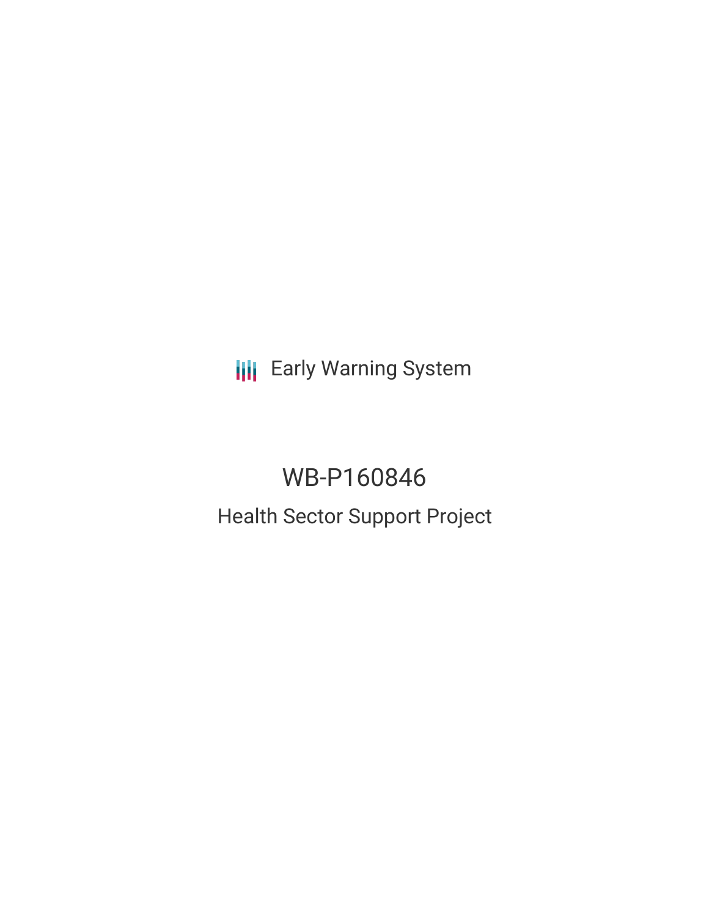Early Warning System

# WB-P160846

## Health Sector Support Project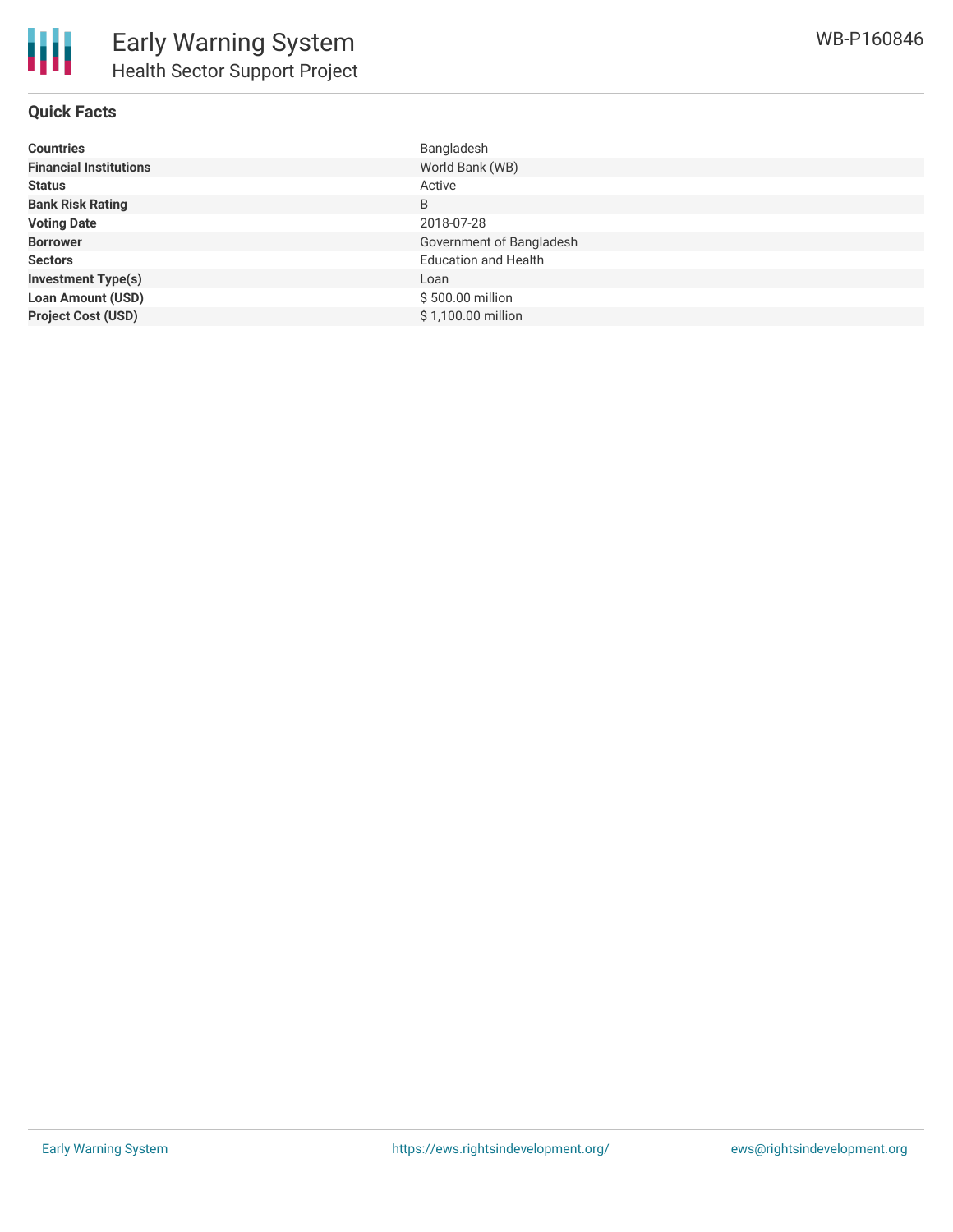# Early Warning System

## Health Sector Support Project

WB-P160846

### Quick Facts

| | |
|---|---|
| **Countries** | Bangladesh |
| **Financial Institutions** | World Bank (WB) |
| **Status** | Active |
| **Bank Risk Rating** | B |
| **Voting Date** | 2018-07-28 |
| **Borrower** | Government of Bangladesh |
| **Sectors** | Education and Health |
| **Investment Type(s)** | Loan |
| **Loan Amount (USD)** | $ 500.00 million |
| **Project Cost (USD)** | $ 1,100.00 million |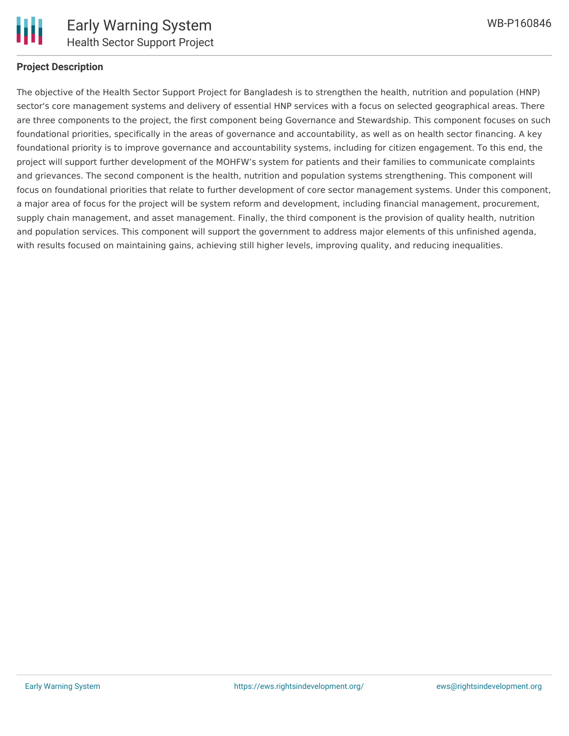## Project Description

The objective of the Health Sector Support Project for Bangladesh is to strengthen the health, nutrition and population (HNP) sector's core management systems and delivery of essential HNP services with a focus on selected geographical areas. There are three components to the project, the first component being Governance and Stewardship. This component focuses on such foundational priorities, specifically in the areas of governance and accountability, as well as on health sector financing. A key foundational priority is to improve governance and accountability systems, including for citizen engagement. To this end, the project will support further development of the MOHFW’s system for patients and their families to communicate complaints and grievances. The second component is the health, nutrition and population systems strengthening. This component will focus on foundational priorities that relate to further development of core sector management systems. Under this component, a major area of focus for the project will be system reform and development, including financial management, procurement, supply chain management, and asset management. Finally, the third component is the provision of quality health, nutrition and population services. This component will support the government to address major elements of this unfinished agenda, with results focused on maintaining gains, achieving still higher levels, improving quality, and reducing inequalities.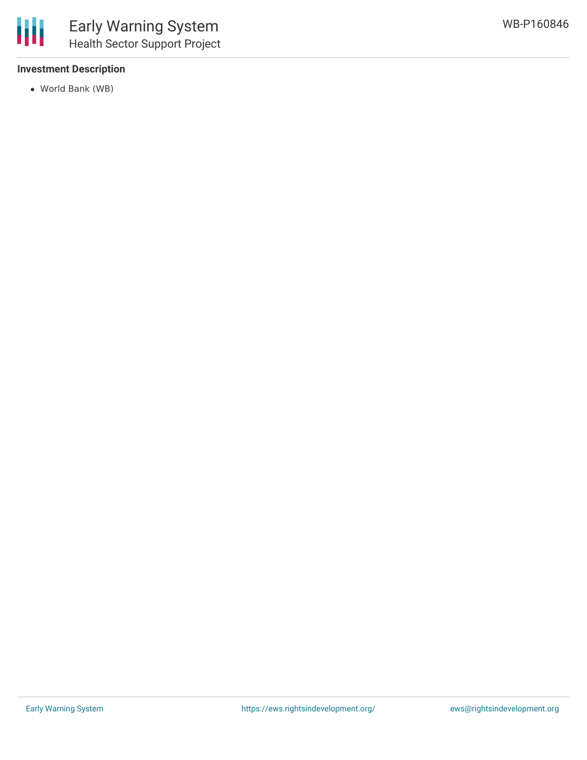**Investment Description**

- World Bank (WB)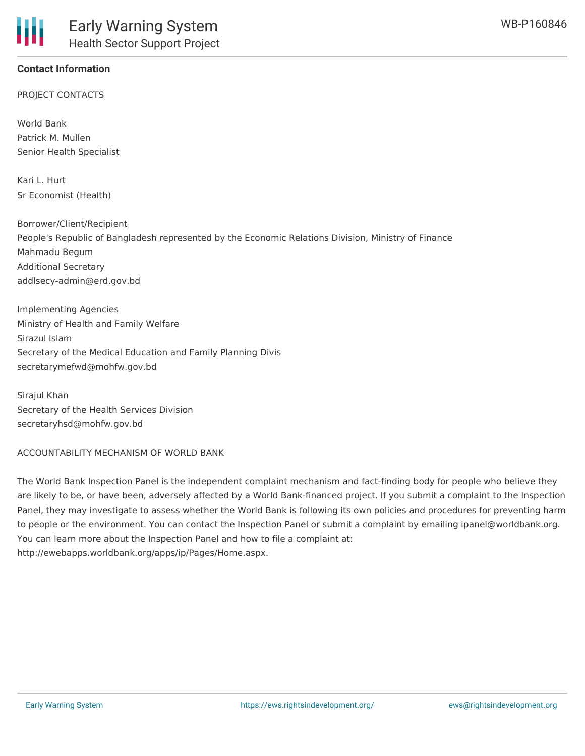## Contact Information

PROJECT CONTACTS

World Bank
Patrick M. Mullen
Senior Health Specialist

Kari L. Hurt
Sr Economist (Health)

Borrower/Client/Recipient
People's Republic of Bangladesh represented by the Economic Relations Division, Ministry of Finance
Mahmadu Begum
Additional Secretary
addlsecy-admin@erd.gov.bd

Implementing Agencies
Ministry of Health and Family Welfare
Sirazul Islam
Secretary of the Medical Education and Family Planning Divis
secretarymefwd@mohfw.gov.bd

Sirajul Khan
Secretary of the Health Services Division
secretaryhsd@mohfw.gov.bd

ACCOUNTABILITY MECHANISM OF WORLD BANK

The World Bank Inspection Panel is the independent complaint mechanism and fact-finding body for people who believe they are likely to be, or have been, adversely affected by a World Bank-financed project. If you submit a complaint to the Inspection Panel, they may investigate to assess whether the World Bank is following its own policies and procedures for preventing harm to people or the environment. You can contact the Inspection Panel or submit a complaint by emailing ipanel@worldbank.org. You can learn more about the Inspection Panel and how to file a complaint at: http://ewebapps.worldbank.org/apps/ip/Pages/Home.aspx.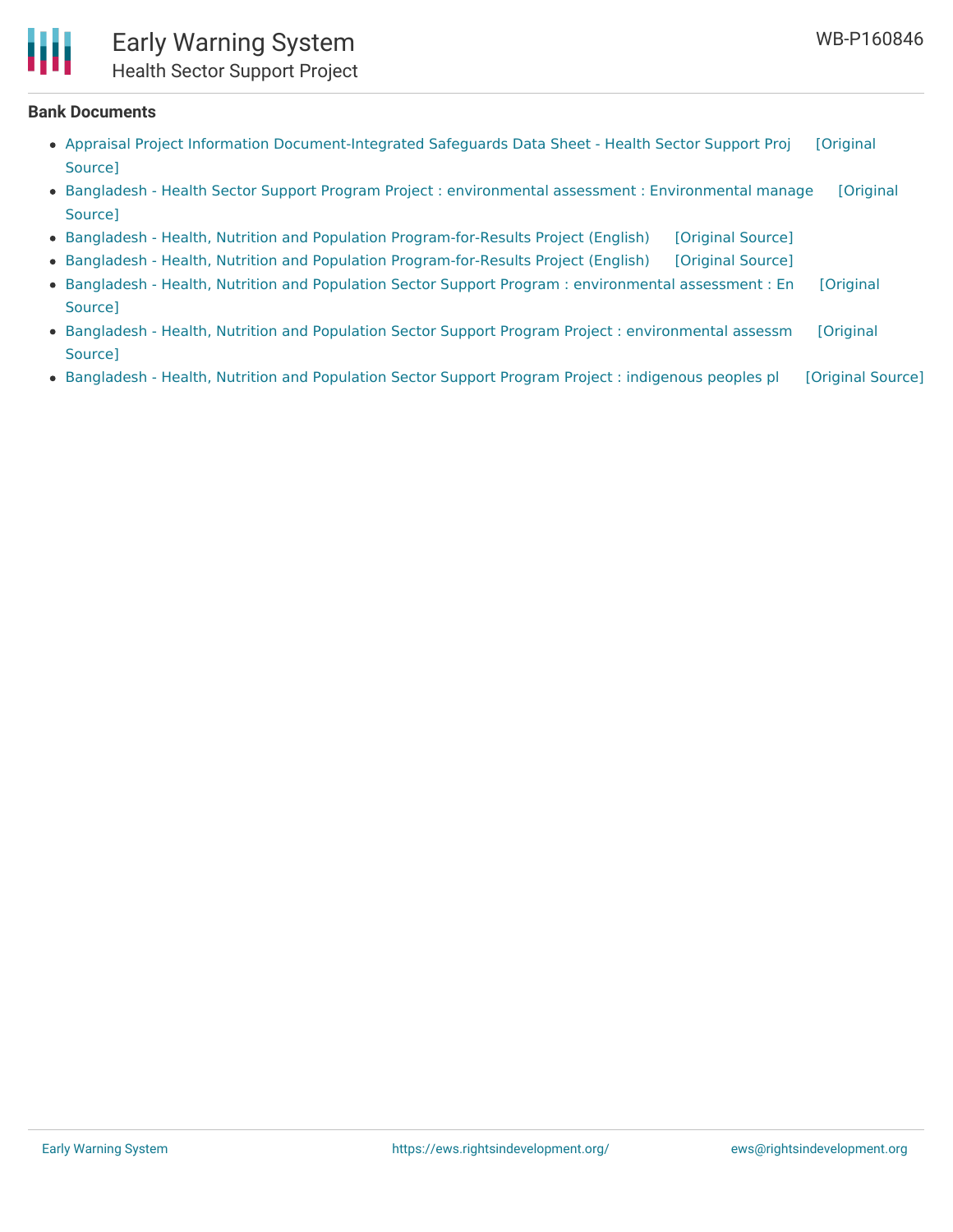**Bank Documents**

- Appraisal Project Information Document-Integrated Safeguards Data Sheet - Health Sector Support Proj [Original Source]
- Bangladesh - Health Sector Support Program Project : environmental assessment : Environmental manage [Original Source]
- Bangladesh - Health, Nutrition and Population Program-for-Results Project (English) [Original Source]
- Bangladesh - Health, Nutrition and Population Program-for-Results Project (English) [Original Source]
- Bangladesh - Health, Nutrition and Population Sector Support Program : environmental assessment : En [Original Source]
- Bangladesh - Health, Nutrition and Population Sector Support Program Project : environmental assessm [Original Source]
- Bangladesh - Health, Nutrition and Population Sector Support Program Project : indigenous peoples pl [Original Source]